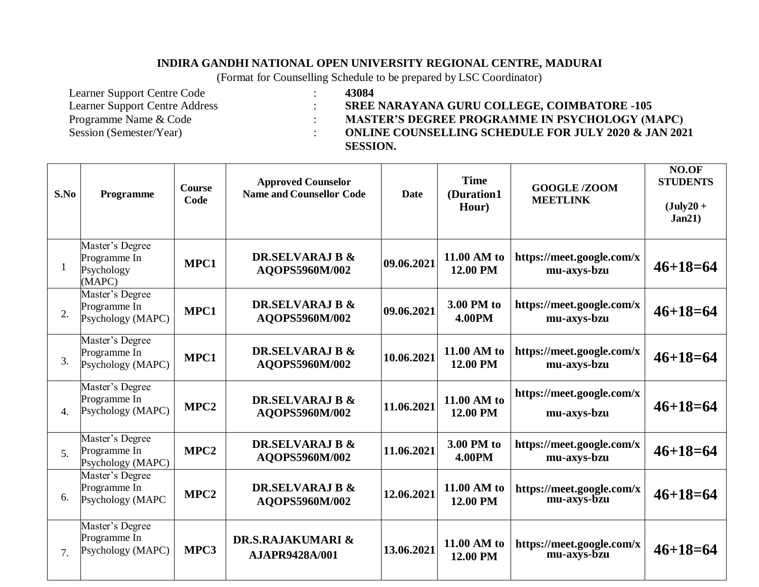**INDIRA GANDHI NATIONAL OPEN UNIVERSITY REGIONAL CENTRE, MADURAI**

(Format for Counselling Schedule to be prepared by LSC Coordinator)

| | | |
|---|---|---|
| Learner Support Centre Code | : | **43084** |
| Learner Support Centre Address | : | **SREE NARAYANA GURU COLLEGE, COIMBATORE -105** |
| Programme Name & Code | : | **MASTER'S DEGREE PROGRAMME IN PSYCHOLOGY (MAPC)** |
| Session (Semester/Year) | : | **ONLINE COUNSELLING SCHEDULE FOR JULY 2020 & JAN 2021 SESSION.** |

| S.No | Programme | Course Code | Approved Counselor Name and Counsellor Code | Date | Time (Duration1 Hour) | GOOGLE /ZOOM MEETLINK | NO.OF STUDENTS (July20 + Jan21) |
|---|---|---|---|---|---|---|---|
| 1 | Master's Degree Programme In Psychology (MAPC) | **MPC1** | **DR.SELVARAJ B & AQOPS5960M/002** | **09.06.2021** | **11.00 AM to 12.00 PM** | **https://meet.google.com/xmu-axys-bzu** | **46+18=64** |
| 2. | Master's Degree Programme In Psychology (MAPC) | **MPC1** | **DR.SELVARAJ B & AQOPS5960M/002** | **09.06.2021** | **3.00 PM to 4.00PM** | **https://meet.google.com/xmu-axys-bzu** | **46+18=64** |
| 3. | Master's Degree Programme In Psychology (MAPC) | **MPC1** | **DR.SELVARAJ B & AQOPS5960M/002** | **10.06.2021** | **11.00 AM to 12.00 PM** | **https://meet.google.com/xmu-axys-bzu** | **46+18=64** |
| 4. | Master's Degree Programme In Psychology (MAPC) | **MPC2** | **DR.SELVARAJ B & AQOPS5960M/002** | **11.06.2021** | **11.00 AM to 12.00 PM** | **https://meet.google.com/xmu-axys-bzu** | **46+18=64** |
| 5. | Master's Degree Programme In Psychology (MAPC) | **MPC2** | **DR.SELVARAJ B & AQOPS5960M/002** | **11.06.2021** | **3.00 PM to 4.00PM** | **https://meet.google.com/xmu-axys-bzu** | **46+18=64** |
| 6. | Master's Degree Programme In Psychology (MAPC | **MPC2** | **DR.SELVARAJ B & AQOPS5960M/002** | **12.06.2021** | **11.00 AM to 12.00 PM** | **https://meet.google.com/xmu-axys-bzu** | **46+18=64** |
| 7. | Master's Degree Programme In Psychology (MAPC) | **MPC3** | **DR.S.RAJAKUMARI & AJAPR9428A/001** | **13.06.2021** | **11.00 AM to 12.00 PM** | **https://meet.google.com/xmu-axys-bzu** | **46+18=64** |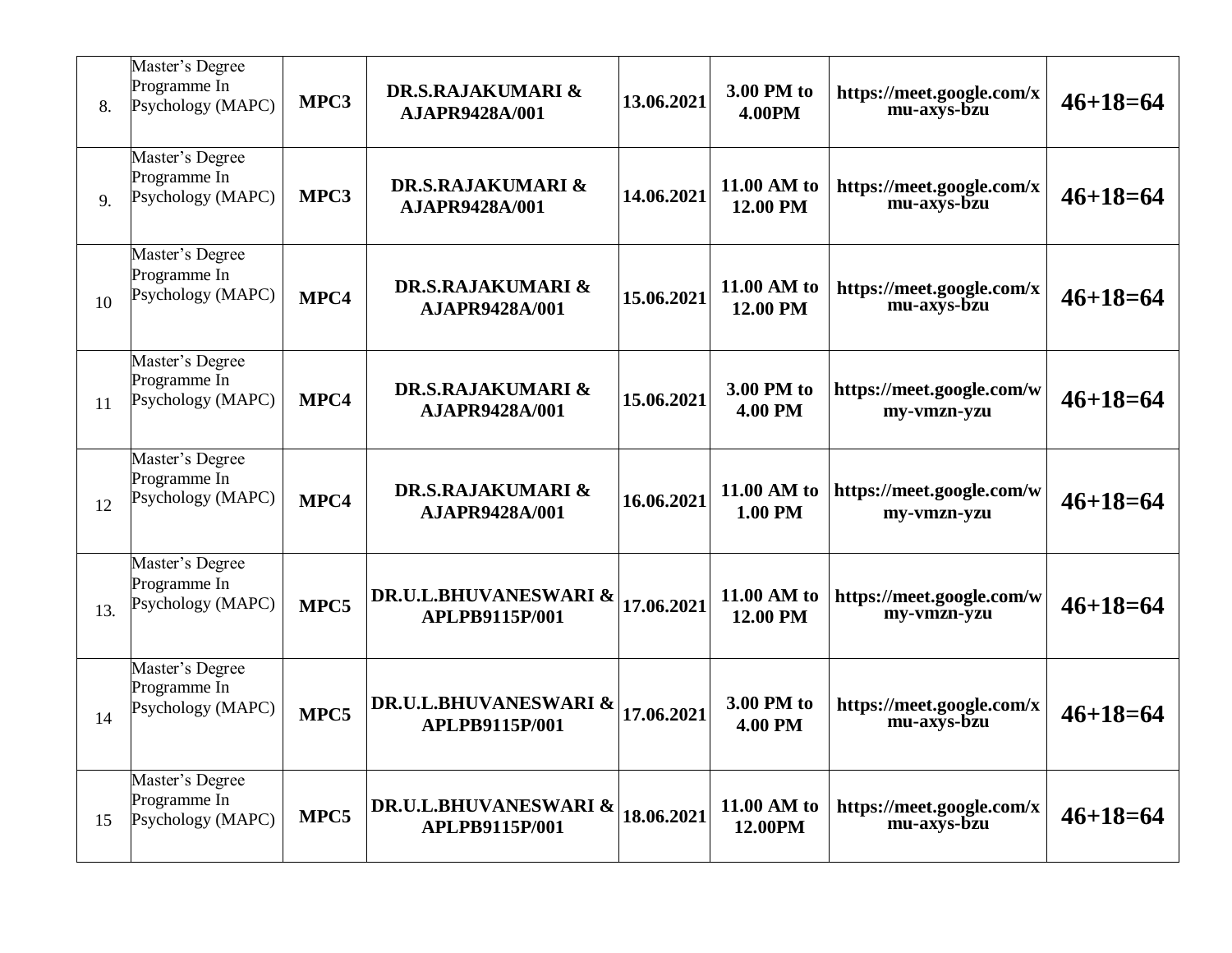| 8. | Master's Degree Programme In Psychology (MAPC) | **MPC3** | **DR.S.RAJAKUMARI & AJAPR9428A/001** | **13.06.2021** | **3.00 PM to 4.00PM** | **https://meet.google.com/xmu-axys-bzu** | **46+18=64** |
|---|---|---|---|---|---|---|---|
| 9. | Master's Degree Programme In Psychology (MAPC) | **MPC3** | **DR.S.RAJAKUMARI & AJAPR9428A/001** | **14.06.2021** | **11.00 AM to 12.00 PM** | **https://meet.google.com/xmu-axys-bzu** | **46+18=64** |
| 10 | Master's Degree Programme In Psychology (MAPC) | **MPC4** | **DR.S.RAJAKUMARI & AJAPR9428A/001** | **15.06.2021** | **11.00 AM to 12.00 PM** | **https://meet.google.com/xmu-axys-bzu** | **46+18=64** |
| 11 | Master's Degree Programme In Psychology (MAPC) | **MPC4** | **DR.S.RAJAKUMARI & AJAPR9428A/001** | **15.06.2021** | **3.00 PM to 4.00 PM** | **https://meet.google.com/wmy-vmzn-yzu** | **46+18=64** |
| 12 | Master's Degree Programme In Psychology (MAPC) | **MPC4** | **DR.S.RAJAKUMARI & AJAPR9428A/001** | **16.06.2021** | **11.00 AM to 1.00 PM** | **https://meet.google.com/wmy-vmzn-yzu** | **46+18=64** |
| 13. | Master's Degree Programme In Psychology (MAPC) | **MPC5** | **DR.U.L.BHUVANESWARI & APLPB9115P/001** | **17.06.2021** | **11.00 AM to 12.00 PM** | **https://meet.google.com/wmy-vmzn-yzu** | **46+18=64** |
| 14 | Master's Degree Programme In Psychology (MAPC) | **MPC5** | **DR.U.L.BHUVANESWARI & APLPB9115P/001** | **17.06.2021** | **3.00 PM to 4.00 PM** | **https://meet.google.com/xmu-axys-bzu** | **46+18=64** |
| 15 | Master's Degree Programme In Psychology (MAPC) | **MPC5** | **DR.U.L.BHUVANESWARI & APLPB9115P/001** | **18.06.2021** | **11.00 AM to 12.00PM** | **https://meet.google.com/xmu-axys-bzu** | **46+18=64** |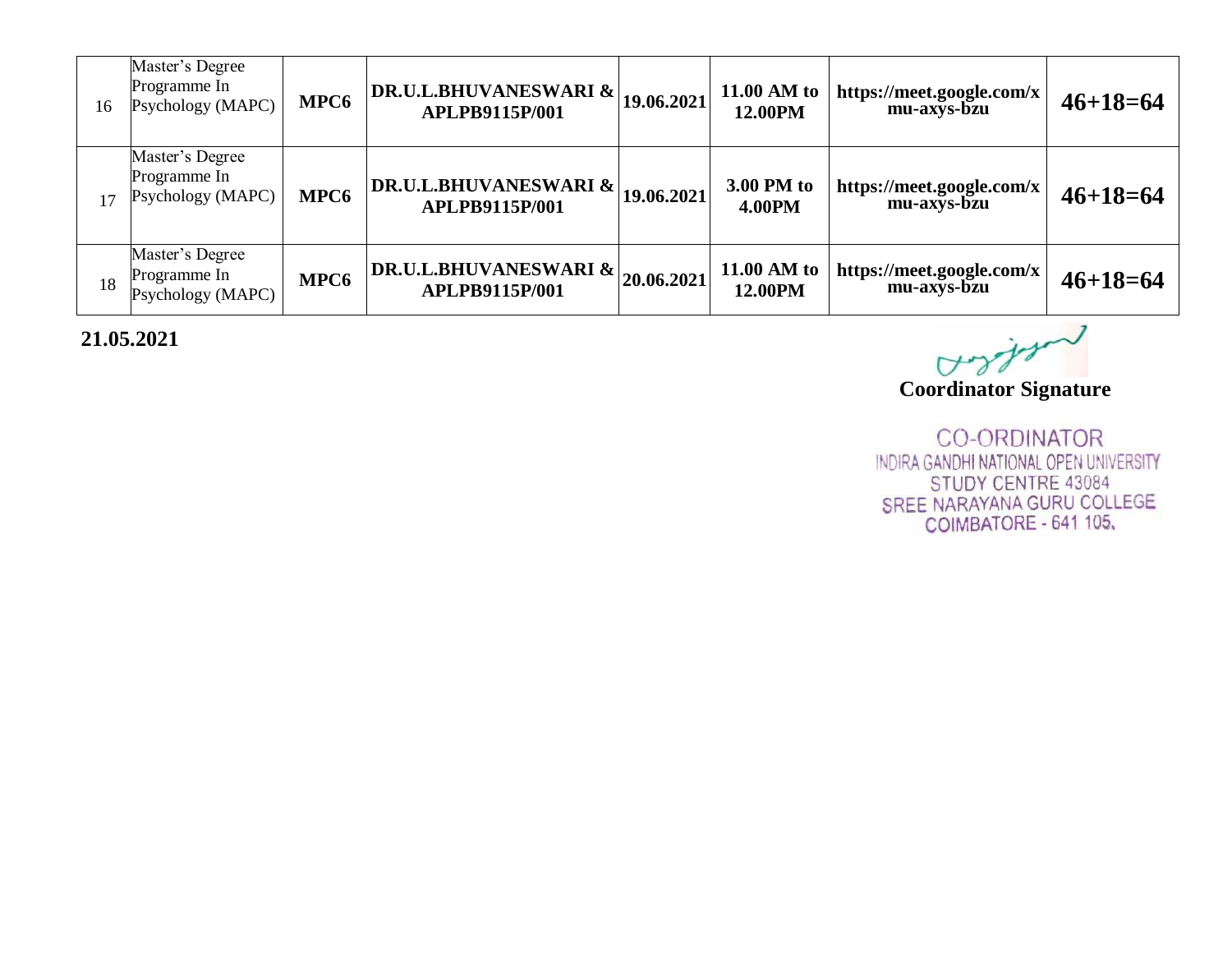| 16 | Master's Degree Programme In Psychology (MAPC) | **MPC6** | **DR.U.L.BHUVANESWARI & APLPB9115P/001** | **19.06.2021** | **11.00 AM to 12.00PM** | **https://meet.google.com/xmu-axys-bzu** | **46+18=64** |
|---|---|---|---|---|---|---|---|
| 17 | Master's Degree Programme In Psychology (MAPC) | **MPC6** | **DR.U.L.BHUVANESWARI & APLPB9115P/001** | **19.06.2021** | **3.00 PM to 4.00PM** | **https://meet.google.com/xmu-axys-bzu** | **46+18=64** |
| 18 | Master's Degree Programme In Psychology (MAPC) | **MPC6** | **DR.U.L.BHUVANESWARI & APLPB9115P/001** | **20.06.2021** | **11.00 AM to 12.00PM** | **https://meet.google.com/xmu-axys-bzu** | **46+18=64** |

**21.05.2021**

**Coordinator Signature**

CO-ORDINATOR
INDIRA GANDHI NATIONAL OPEN UNIVERSITY
STUDY CENTRE 43084
SREE NARAYANA GURU COLLEGE
COIMBATORE - 641 105.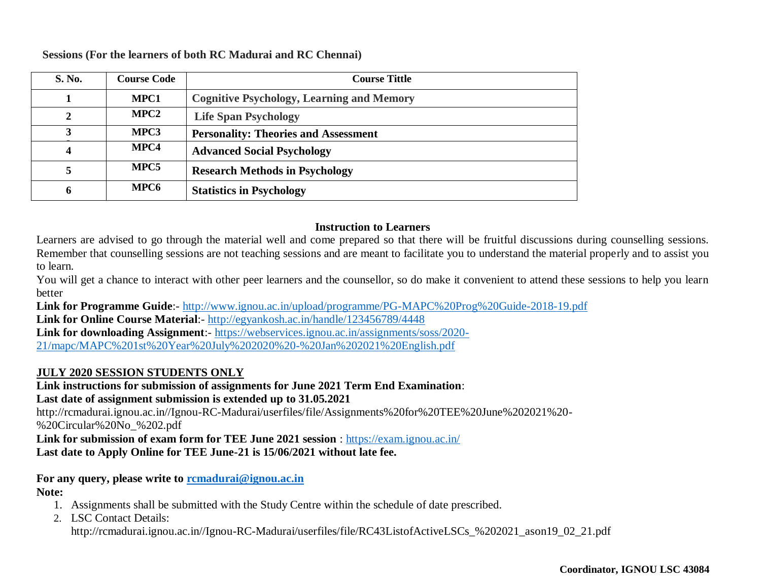**Sessions (For the learners of both RC Madurai and RC Chennai)**

| S. No. | Course Code | Course Tittle |
|---|---|---|
| 1 | MPC1 | Cognitive Psychology, Learning and Memory |
| 2 | MPC2 | Life Span Psychology |
| 3 | MPC3 | Personality: Theories and Assessment |
| 4 | MPC4 | Advanced Social Psychology |
| 5 | MPC5 | Research Methods in Psychology |
| 6 | MPC6 | Statistics in Psychology |

**Instruction to Learners**

Learners are advised to go through the material well and come prepared so that there will be fruitful discussions during counselling sessions. Remember that counselling sessions are not teaching sessions and are meant to facilitate you to understand the material properly and to assist you to learn.

You will get a chance to interact with other peer learners and the counsellor, so do make it convenient to attend these sessions to help you learn better

**Link for Programme Guide**:- http://www.ignou.ac.in/upload/programme/PG-MAPC%20Prog%20Guide-2018-19.pdf

**Link for Online Course Material**:- http://egyankosh.ac.in/handle/123456789/4448

**Link for downloading Assignment**:- https://webservices.ignou.ac.in/assignments/soss/2020-21/mapc/MAPC%201st%20Year%20July%202020%20-%20Jan%202021%20English.pdf

**JULY 2020 SESSION STUDENTS ONLY**

**Link instructions for submission of assignments for June 2021 Term End Examination**:

**Last date of assignment submission is extended up to 31.05.2021**

http://rcmadurai.ignou.ac.in//Ignou-RC-Madurai/userfiles/file/Assignments%20for%20TEE%20June%202021%20-%20Circular%20No_%202.pdf

**Link for submission of exam form for TEE June 2021 session** : https://exam.ignou.ac.in/

**Last date to Apply Online for TEE June-21 is 15/06/2021 without late fee.**

**For any query, please write to rcmadurai@ignou.ac.in**

**Note:**

1. Assignments shall be submitted with the Study Centre within the schedule of date prescribed.
2. LSC Contact Details:
   http://rcmadurai.ignou.ac.in//Ignou-RC-Madurai/userfiles/file/RC43ListofActiveLSCs_%202021_ason19_02_21.pdf

**Coordinator, IGNOU LSC 43084**